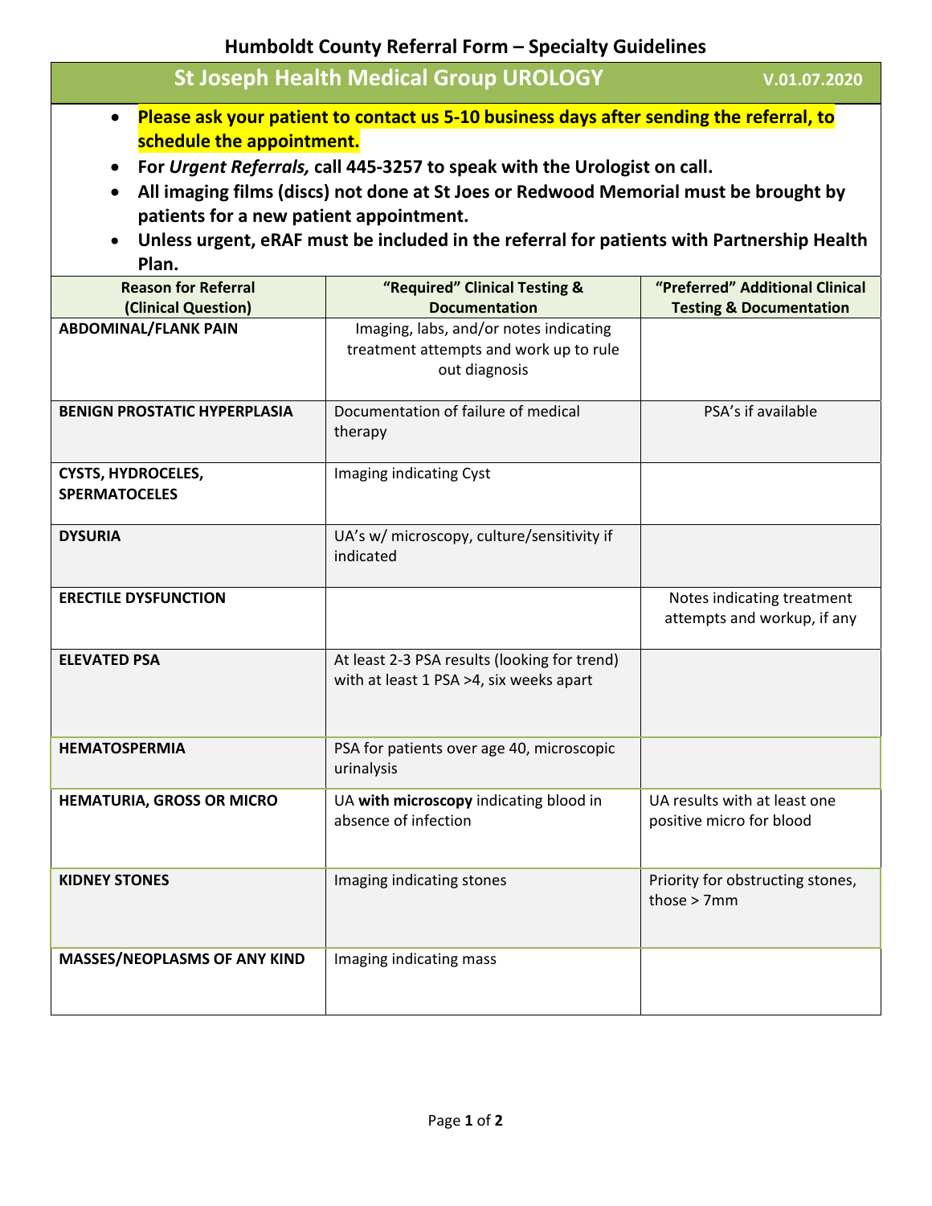# Humboldt County Referral Form – Specialty Guidelines

## St Joseph Health Medical Group UROLOGY

V.01.07.2020

- **Please ask your patient to contact us 5-10 business days after sending the referral, to schedule the appointment.**
- **For *Urgent Referrals,* call 445-3257 to speak with the Urologist on call.**
- **All imaging films (discs) not done at St Joes or Redwood Memorial must be brought by patients for a new patient appointment.**
- **Unless urgent, eRAF must be included in the referral for patients with Partnership Health Plan.**

| Reason for Referral (Clinical Question) | "Required" Clinical Testing & Documentation | "Preferred" Additional Clinical Testing & Documentation |
|---|---|---|
| **ABDOMINAL/FLANK PAIN** | Imaging, labs, and/or notes indicating treatment attempts and work up to rule out diagnosis | |
| **BENIGN PROSTATIC HYPERPLASIA** | Documentation of failure of medical therapy | PSA's if available |
| **CYSTS, HYDROCELES, SPERMATOCELES** | Imaging indicating Cyst | |
| **DYSURIA** | UA's w/ microscopy, culture/sensitivity if indicated | |
| **ERECTILE DYSFUNCTION** | | Notes indicating treatment attempts and workup, if any |
| **ELEVATED PSA** | At least 2-3 PSA results (looking for trend) with at least 1 PSA >4, six weeks apart | |
| **HEMATOSPERMIA** | PSA for patients over age 40, microscopic urinalysis | |
| **HEMATURIA, GROSS OR MICRO** | UA **with microscopy** indicating blood in absence of infection | UA results with at least one positive micro for blood |
| **KIDNEY STONES** | Imaging indicating stones | Priority for obstructing stones, those > 7mm |
| **MASSES/NEOPLASMS OF ANY KIND** | Imaging indicating mass | |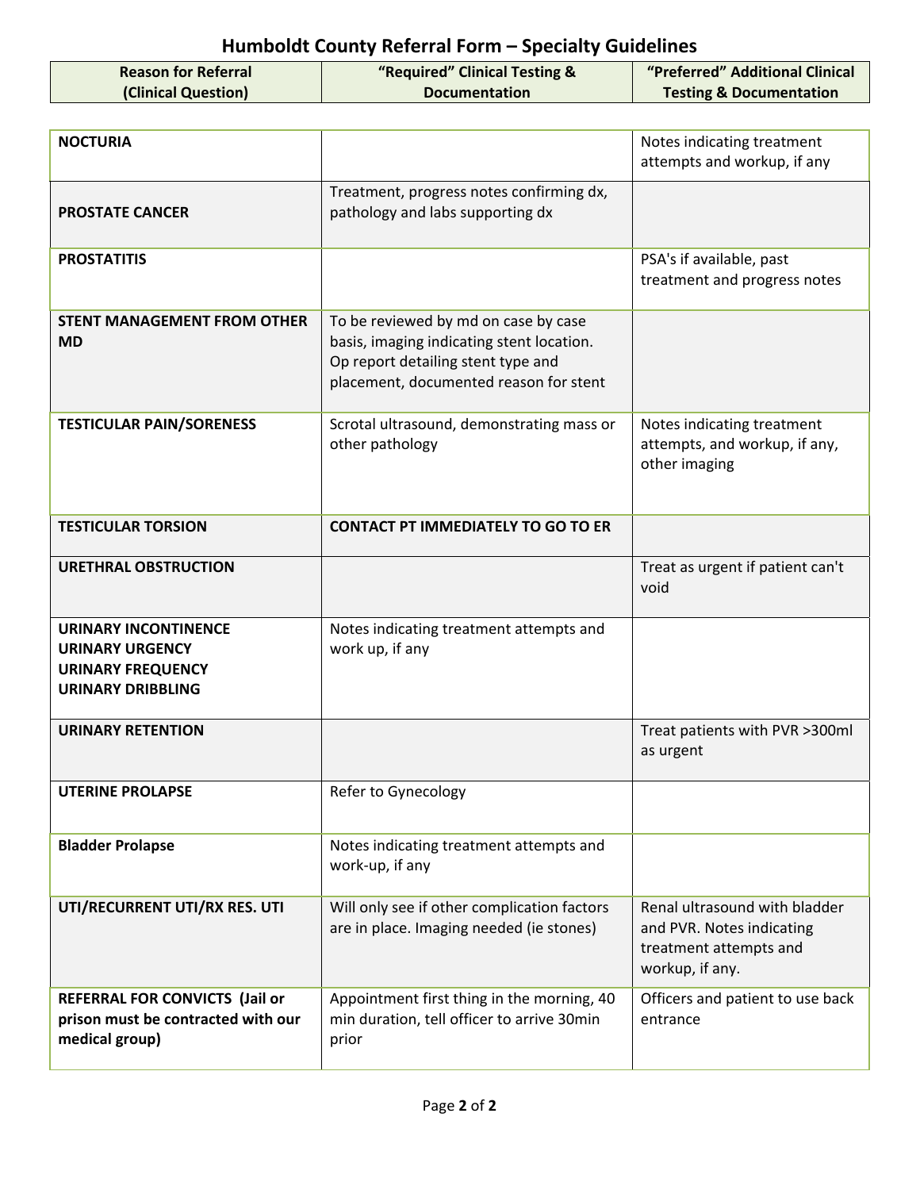# Humboldt County Referral Form – Specialty Guidelines

| Reason for Referral (Clinical Question) | "Required" Clinical Testing & Documentation | "Preferred" Additional Clinical Testing & Documentation |
|---|---|---|
| **NOCTURIA** | | Notes indicating treatment attempts and workup, if any |
| **PROSTATE CANCER** | Treatment, progress notes confirming dx, pathology and labs supporting dx | |
| **PROSTATITIS** | | PSA's if available, past treatment and progress notes |
| **STENT MANAGEMENT FROM OTHER MD** | To be reviewed by md on case by case basis, imaging indicating stent location. Op report detailing stent type and placement, documented reason for stent | |
| **TESTICULAR PAIN/SORENESS** | Scrotal ultrasound, demonstrating mass or other pathology | Notes indicating treatment attempts, and workup, if any, other imaging |
| **TESTICULAR TORSION** | **CONTACT PT IMMEDIATELY TO GO TO ER** | |
| **URETHRAL OBSTRUCTION** | | Treat as urgent if patient can't void |
| **URINARY INCONTINENCE**<br>**URINARY URGENCY**<br>**URINARY FREQUENCY**<br>**URINARY DRIBBLING** | Notes indicating treatment attempts and work up, if any | |
| **URINARY RETENTION** | | Treat patients with PVR >300ml as urgent |
| **UTERINE PROLAPSE** | Refer to Gynecology | |
| **Bladder Prolapse** | Notes indicating treatment attempts and work-up, if any | |
| **UTI/RECURRENT UTI/RX RES. UTI** | Will only see if other complication factors are in place. Imaging needed (ie stones) | Renal ultrasound with bladder and PVR. Notes indicating treatment attempts and workup, if any. |
| **REFERRAL FOR CONVICTS (Jail or prison must be contracted with our medical group)** | Appointment first thing in the morning, 40 min duration, tell officer to arrive 30min prior | Officers and patient to use back entrance |